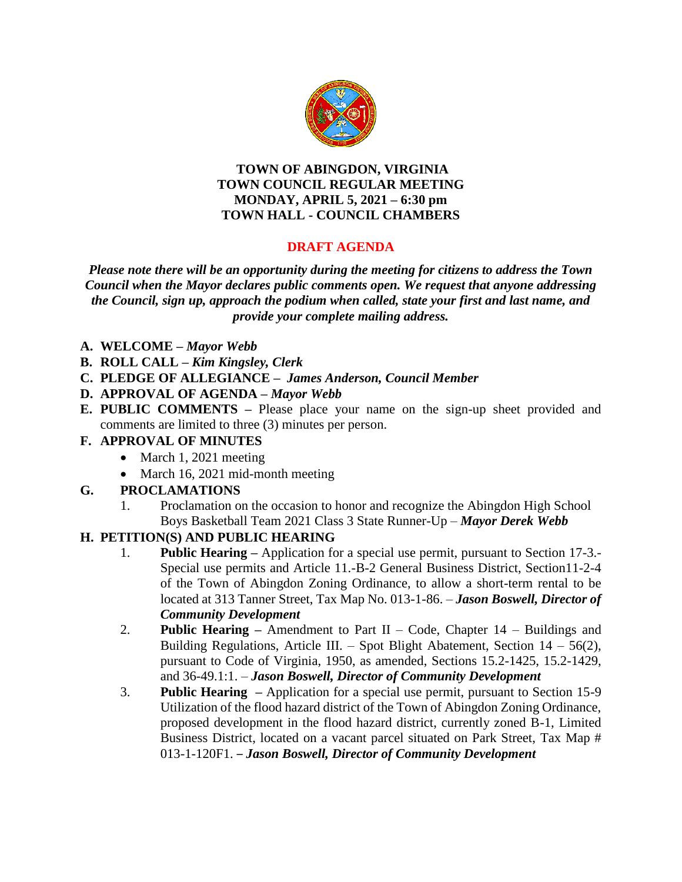**TOWN OF ABINGDON, VIRGINIA**
**TOWN COUNCIL REGULAR MEETING**
**MONDAY, APRIL 5, 2021 – 6:30 pm**
**TOWN HALL - COUNCIL CHAMBERS**

**DRAFT AGENDA**

***Please note there will be an opportunity during the meeting for citizens to address the Town Council when the Mayor declares public comments open. We request that anyone addressing the Council, sign up, approach the podium when called, state your first and last name, and provide your complete mailing address.***

- **A. WELCOME –** ***Mayor Webb***
- **B. ROLL CALL –** ***Kim Kingsley, Clerk***
- **C. PLEDGE OF ALLEGIANCE –** ***James Anderson, Council Member***
- **D. APPROVAL OF AGENDA –** ***Mayor Webb***
- **E. PUBLIC COMMENTS –** Please place your name on the sign-up sheet provided and comments are limited to three (3) minutes per person.
- **F. APPROVAL OF MINUTES**
  - March 1, 2021 meeting
  - March 16, 2021 mid-month meeting
- **G. PROCLAMATIONS**
  1. Proclamation on the occasion to honor and recognize the Abingdon High School Boys Basketball Team 2021 Class 3 State Runner-Up – ***Mayor Derek Webb***
- **H. PETITION(S) AND PUBLIC HEARING**
  1. **Public Hearing –** Application for a special use permit, pursuant to Section 17-3.-Special use permits and Article 11.-B-2 General Business District, Section11-2-4 of the Town of Abingdon Zoning Ordinance, to allow a short-term rental to be located at 313 Tanner Street, Tax Map No. 013-1-86. – ***Jason Boswell, Director of Community Development***
  2. **Public Hearing –** Amendment to Part II – Code, Chapter 14 – Buildings and Building Regulations, Article III. – Spot Blight Abatement, Section 14 – 56(2), pursuant to Code of Virginia, 1950, as amended, Sections 15.2-1425, 15.2-1429, and 36-49.1:1. – ***Jason Boswell, Director of Community Development***
  3. **Public Hearing –** Application for a special use permit, pursuant to Section 15-9 Utilization of the flood hazard district of the Town of Abingdon Zoning Ordinance, proposed development in the flood hazard district, currently zoned B-1, Limited Business District, located on a vacant parcel situated on Park Street, Tax Map # 013-1-120F1. – ***Jason Boswell, Director of Community Development***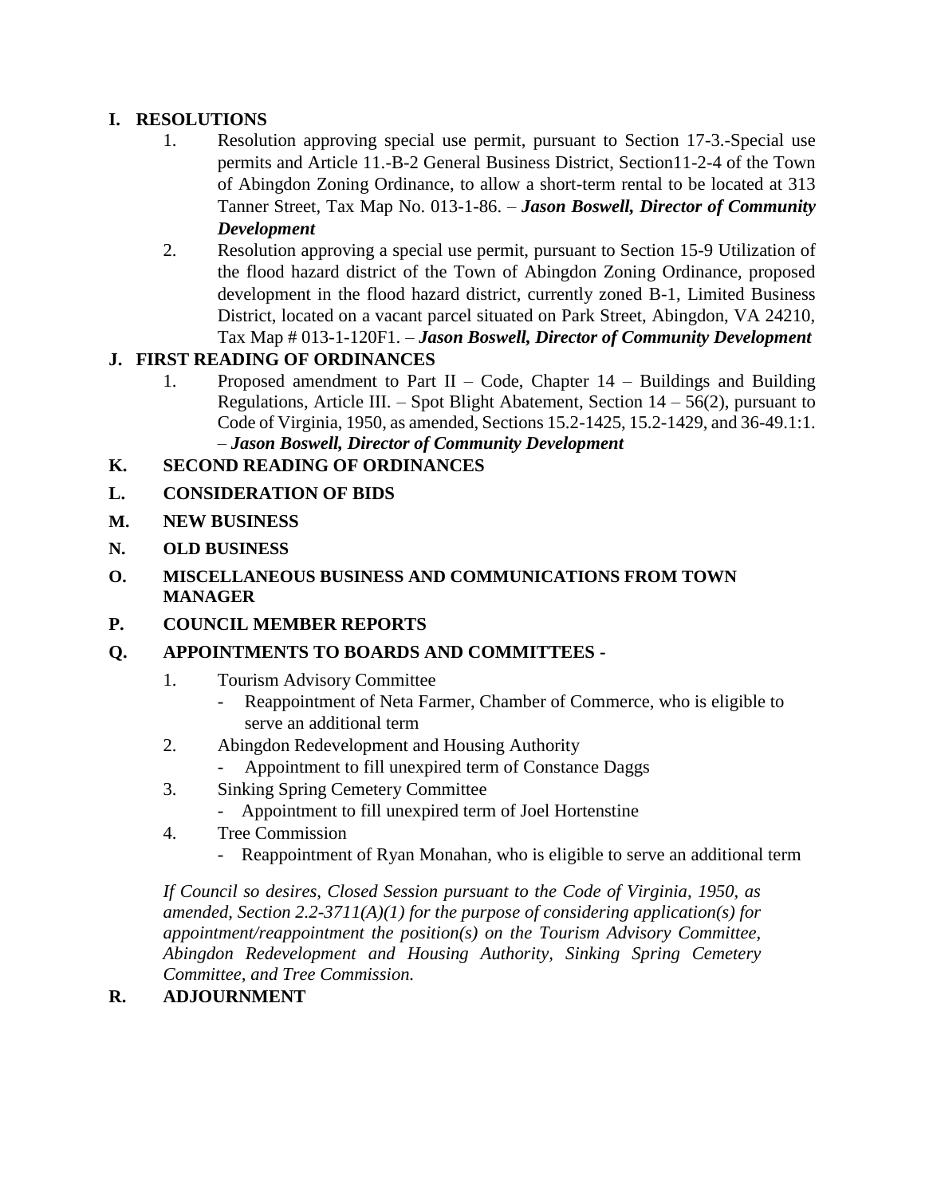## I. RESOLUTIONS

1. Resolution approving special use permit, pursuant to Section 17-3.-Special use permits and Article 11.-B-2 General Business District, Section11-2-4 of the Town of Abingdon Zoning Ordinance, to allow a short-term rental to be located at 313 Tanner Street, Tax Map No. 013-1-86. – ***Jason Boswell, Director of Community Development***
2. Resolution approving a special use permit, pursuant to Section 15-9 Utilization of the flood hazard district of the Town of Abingdon Zoning Ordinance, proposed development in the flood hazard district, currently zoned B-1, Limited Business District, located on a vacant parcel situated on Park Street, Abingdon, VA 24210, Tax Map # 013-1-120F1. – ***Jason Boswell, Director of Community Development***

## J. FIRST READING OF ORDINANCES

1. Proposed amendment to Part II – Code, Chapter 14 – Buildings and Building Regulations, Article III. – Spot Blight Abatement, Section 14 – 56(2), pursuant to Code of Virginia, 1950, as amended, Sections 15.2-1425, 15.2-1429, and 36-49.1:1. – ***Jason Boswell, Director of Community Development***

## K. SECOND READING OF ORDINANCES

## L. CONSIDERATION OF BIDS

## M. NEW BUSINESS

## N. OLD BUSINESS

## O. MISCELLANEOUS BUSINESS AND COMMUNICATIONS FROM TOWN MANAGER

## P. COUNCIL MEMBER REPORTS

## Q. APPOINTMENTS TO BOARDS AND COMMITTEES -

1. Tourism Advisory Committee
   - Reappointment of Neta Farmer, Chamber of Commerce, who is eligible to serve an additional term
2. Abingdon Redevelopment and Housing Authority
   - Appointment to fill unexpired term of Constance Daggs
3. Sinking Spring Cemetery Committee
   - Appointment to fill unexpired term of Joel Hortenstine
4. Tree Commission
   - Reappointment of Ryan Monahan, who is eligible to serve an additional term

*If Council so desires, Closed Session pursuant to the Code of Virginia, 1950, as amended, Section 2.2-3711(A)(1) for the purpose of considering application(s) for appointment/reappointment the position(s) on the Tourism Advisory Committee, Abingdon Redevelopment and Housing Authority, Sinking Spring Cemetery Committee, and Tree Commission.*

## R. ADJOURNMENT